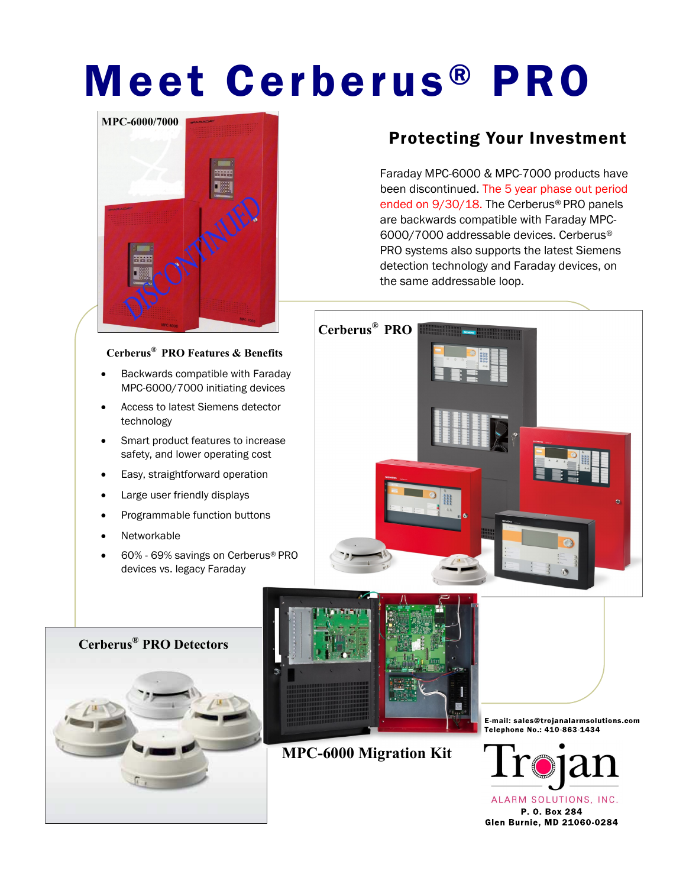# Meet Cerberus® PRO

MPC-6000/7000

DISCONTINUED

## Protecting Your Investment

Faraday MPC-6000 & MPC-7000 products have been discontinued. The 5 year phase out period ended on 9/30/18. The Cerberus® PRO panels are backwards compatible with Faraday MPC-6000/7000 addressable devices. Cerberus® PRO systems also supports the latest Siemens detection technology and Faraday devices, on the same addressable loop.

Cerberus® PRO

### Cerberus® PRO Features & Benefits

- Backwards compatible with Faraday MPC-6000/7000 initiating devices
- Access to latest Siemens detector technology
- Smart product features to increase safety, and lower operating cost
- Easy, straightforward operation
- Large user friendly displays
- Programmable function buttons
- Networkable
- 60% - 69% savings on Cerberus® PRO devices vs. legacy Faraday

Cerberus® PRO Detectors

MPC-6000 Migration Kit

E-mail: sales@trojanalarmsolutions.com
Telephone No.: 410-863-1434

Trojan
ALARM SOLUTIONS, INC.
P. O. Box 284
Glen Burnie, MD 21060-0284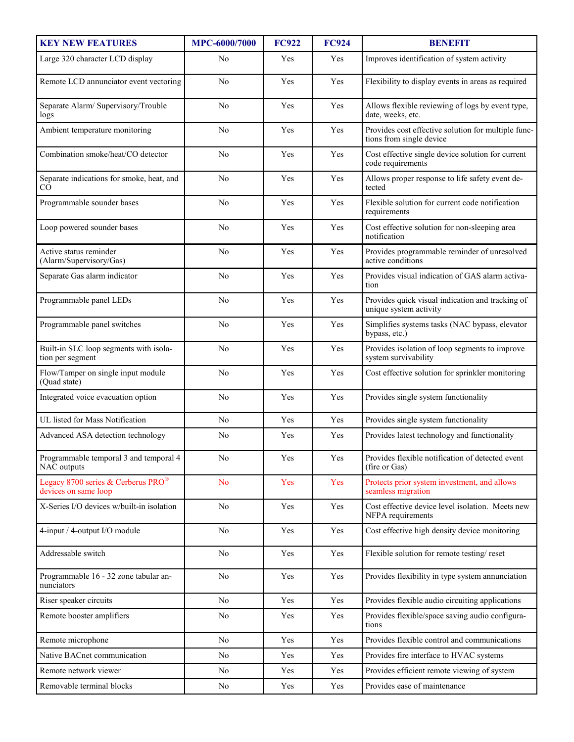| KEY NEW FEATURES | MPC-6000/7000 | FC922 | FC924 | BENEFIT |
|---|---|---|---|---|
| Large 320 character LCD display | No | Yes | Yes | Improves identification of system activity |
| Remote LCD annunciator event vectoring | No | Yes | Yes | Flexibility to display events in areas as required |
| Separate Alarm/ Supervisory/Trouble logs | No | Yes | Yes | Allows flexible reviewing of logs by event type, date, weeks, etc. |
| Ambient temperature monitoring | No | Yes | Yes | Provides cost effective solution for multiple functions from single device |
| Combination smoke/heat/CO detector | No | Yes | Yes | Cost effective single device solution for current code requirements |
| Separate indications for smoke, heat, and CO | No | Yes | Yes | Allows proper response to life safety event detected |
| Programmable sounder bases | No | Yes | Yes | Flexible solution for current code notification requirements |
| Loop powered sounder bases | No | Yes | Yes | Cost effective solution for non-sleeping area notification |
| Active status reminder (Alarm/Supervisory/Gas) | No | Yes | Yes | Provides programmable reminder of unresolved active conditions |
| Separate Gas alarm indicator | No | Yes | Yes | Provides visual indication of GAS alarm activation |
| Programmable panel LEDs | No | Yes | Yes | Provides quick visual indication and tracking of unique system activity |
| Programmable panel switches | No | Yes | Yes | Simplifies systems tasks (NAC bypass, elevator bypass, etc.) |
| Built-in SLC loop segments with isolation per segment | No | Yes | Yes | Provides isolation of loop segments to improve system survivability |
| Flow/Tamper on single input module (Quad state) | No | Yes | Yes | Cost effective solution for sprinkler monitoring |
| Integrated voice evacuation option | No | Yes | Yes | Provides single system functionality |
| UL listed for Mass Notification | No | Yes | Yes | Provides single system functionality |
| Advanced ASA detection technology | No | Yes | Yes | Provides latest technology and functionality |
| Programmable temporal 3 and temporal 4 NAC outputs | No | Yes | Yes | Provides flexible notification of detected event (fire or Gas) |
| Legacy 8700 series & Cerberus PRO® devices on same loop | No | Yes | Yes | Protects prior system investment, and allows seamless migration |
| X-Series I/O devices w/built-in isolation | No | Yes | Yes | Cost effective device level isolation. Meets new NFPA requirements |
| 4-input / 4-output I/O module | No | Yes | Yes | Cost effective high density device monitoring |
| Addressable switch | No | Yes | Yes | Flexible solution for remote testing/ reset |
| Programmable 16 - 32 zone tabular annunciators | No | Yes | Yes | Provides flexibility in type system annunciation |
| Riser speaker circuits | No | Yes | Yes | Provides flexible audio circuiting applications |
| Remote booster amplifiers | No | Yes | Yes | Provides flexible/space saving audio configurations |
| Remote microphone | No | Yes | Yes | Provides flexible control and communications |
| Native BACnet communication | No | Yes | Yes | Provides fire interface to HVAC systems |
| Remote network viewer | No | Yes | Yes | Provides efficient remote viewing of system |
| Removable terminal blocks | No | Yes | Yes | Provides ease of maintenance |